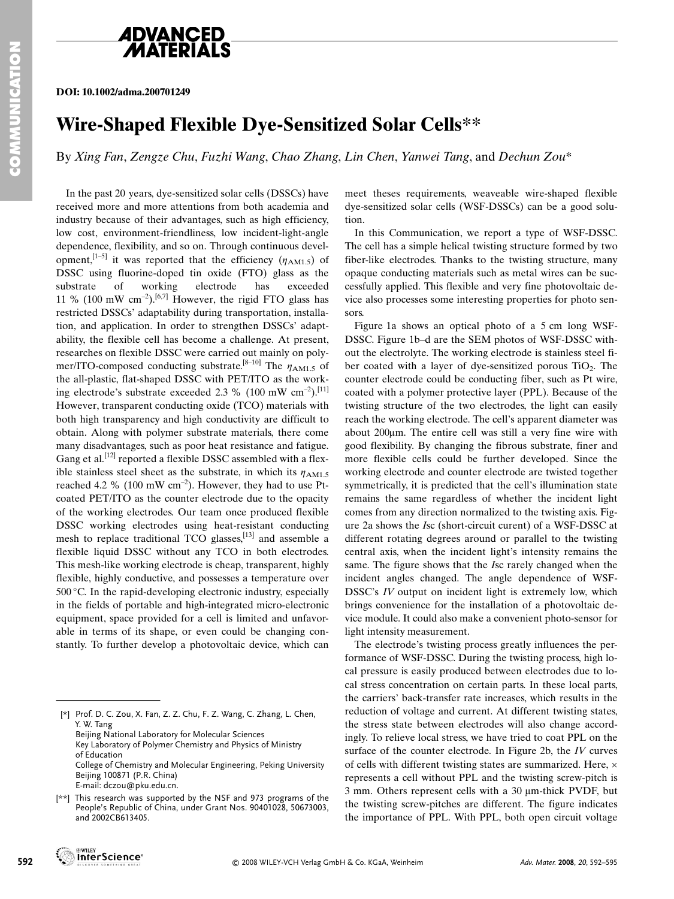DOI: 10.1002/adma.200701249

# Wire-Shaped Flexible Dye-Sensitized Solar Cells**

By *Xing Fan*, *Zengze Chu*, *Fuzhi Wang*, *Chao Zhang*, *Lin Chen*, *Yanwei Tang*, and *Dechun Zou**

In the past 20 years, dye-sensitized solar cells (DSSCs) have received more and more attentions from both academia and industry because of their advantages, such as high efficiency, low cost, environment-friendliness, low incident-light-angle dependence, flexibility, and so on. Through continuous development,[1–5] it was reported that the efficiency ($\eta_{AM1.5}$) of DSSC using fluorine-doped tin oxide (FTO) glass as the substrate of working electrode has exceeded 11 % (100 mW cm$^{-2}$).[6,7] However, the rigid FTO glass has restricted DSSCs' adaptability during transportation, installation, and application. In order to strengthen DSSCs' adaptability, the flexible cell has become a challenge. At present, researches on flexible DSSC were carried out mainly on polymer/ITO-composed conducting substrate.[8–10] The $\eta_{AM1.5}$ of the all-plastic, flat-shaped DSSC with PET/ITO as the working electrode's substrate exceeded 2.3 % (100 mW cm$^{-2}$).[11] However, transparent conducting oxide (TCO) materials with both high transparency and high conductivity are difficult to obtain. Along with polymer substrate materials, there come many disadvantages, such as poor heat resistance and fatigue. Gang et al.[12] reported a flexible DSSC assembled with a flexible stainless steel sheet as the substrate, in which its $\eta_{AM1.5}$ reached 4.2 % (100 mW cm$^{-2}$). However, they had to use Pt-coated PET/ITO as the counter electrode due to the opacity of the working electrodes. Our team once produced flexible DSSC working electrodes using heat-resistant conducting mesh to replace traditional TCO glasses,[13] and assemble a flexible liquid DSSC without any TCO in both electrodes. This mesh-like working electrode is cheap, transparent, highly flexible, highly conductive, and possesses a temperature over 500 °C. In the rapid-developing electronic industry, especially in the fields of portable and high-integrated micro-electronic equipment, space provided for a cell is limited and unfavorable in terms of its shape, or even could be changing constantly. To further develop a photovoltaic device, which can meet theses requirements, weaveable wire-shaped flexible dye-sensitized solar cells (WSF-DSSCs) can be a good solution.

In this Communication, we report a type of WSF-DSSC. The cell has a simple helical twisting structure formed by two fiber-like electrodes. Thanks to the twisting structure, many opaque conducting materials such as metal wires can be successfully applied. This flexible and very fine photovoltaic device also processes some interesting properties for photo sensors.

Figure 1a shows an optical photo of a 5 cm long WSF-DSSC. Figure 1b–d are the SEM photos of WSF-DSSC without the electrolyte. The working electrode is stainless steel fiber coated with a layer of dye-sensitized porous $TiO_2$. The counter electrode could be conducting fiber, such as Pt wire, coated with a polymer protective layer (PPL). Because of the twisting structure of the two electrodes, the light can easily reach the working electrode. The cell's apparent diameter was about 200μm. The entire cell was still a very fine wire with good flexibility. By changing the fibrous substrate, finer and more flexible cells could be further developed. Since the working electrode and counter electrode are twisted together symmetrically, it is predicted that the cell's illumination state remains the same regardless of whether the incident light comes from any direction normalized to the twisting axis. Figure 2a shows the *I*sc (short-circuit curent) of a WSF-DSSC at different rotating degrees around or parallel to the twisting central axis, when the incident light's intensity remains the same. The figure shows that the *I*sc rarely changed when the incident angles changed. The angle dependence of WSF-DSSC's *IV* output on incident light is extremely low, which brings convenience for the installation of a photovoltaic device module. It could also make a convenient photo-sensor for light intensity measurement.

The electrode's twisting process greatly influences the performance of WSF-DSSC. During the twisting process, high local pressure is easily produced between electrodes due to local stress concentration on certain parts. In these local parts, the carriers' back-transfer rate increases, which results in the reduction of voltage and current. At different twisting states, the stress state between electrodes will also change accordingly. To relieve local stress, we have tried to coat PPL on the surface of the counter electrode. In Figure 2b, the *IV* curves of cells with different twisting states are summarized. Here, × represents a cell without PPL and the twisting screw-pitch is 3 mm. Others represent cells with a 30 μm-thick PVDF, but the twisting screw-pitches are different. The figure indicates the importance of PPL. With PPL, both open circuit voltage

---

[*] Prof. D. C. Zou, X. Fan, Z. Z. Chu, F. Z. Wang, C. Zhang, L. Chen, Y. W. Tang
Beijing National Laboratory for Molecular Sciences
Key Laboratory of Polymer Chemistry and Physics of Ministry of Education
College of Chemistry and Molecular Engineering, Peking University
Beijing 100871 (P.R. China)
E-mail: dczou@pku.edu.cn.

[**] This research was supported by the NSF and 973 programs of the People's Republic of China, under Grant Nos. 90401028, 50673003, and 2002CB613405.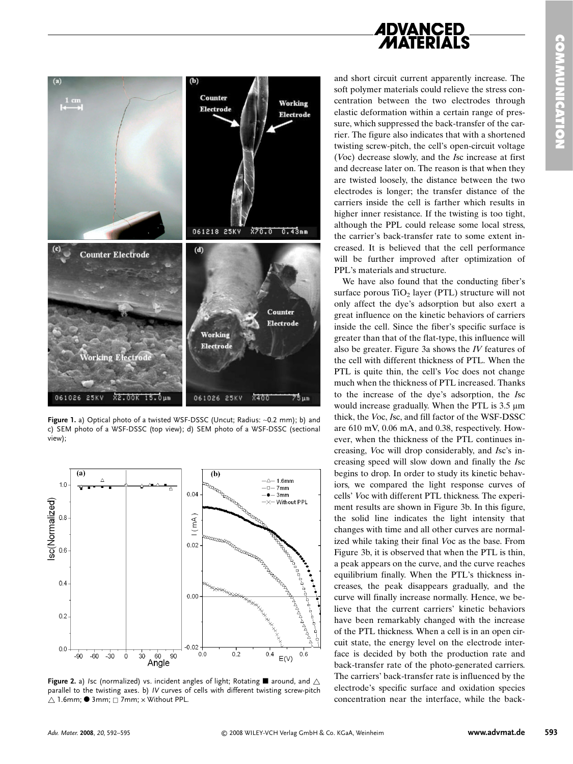and short circuit current apparently increase. The soft polymer materials could relieve the stress concentration between the two electrodes through elastic deformation within a certain range of pressure, which suppressed the back-transfer of the carrier. The figure also indicates that with a shortened twisting screw-pitch, the cell's open-circuit voltage ($V$oc) decrease slowly, and the $I$sc increase at first and decrease later on. The reason is that when they are twisted loosely, the distance between the two electrodes is longer; the transfer distance of the carriers inside the cell is farther which results in higher inner resistance. If the twisting is too tight, although the PPL could release some local stress, the carrier's back-transfer rate to some extent increased. It is believed that the cell performance will be further improved after optimization of PPL's materials and structure.

We have also found that the conducting fiber's surface porous $TiO_2$ layer (PTL) structure will not only affect the dye's adsorption but also exert a great influence on the kinetic behaviors of carriers inside the cell. Since the fiber's specific surface is greater than that of the flat-type, this influence will also be greater. Figure 3a shows the $IV$ features of the cell with different thickness of PTL. When the PTL is quite thin, the cell's $V$oc does not change much when the thickness of PTL increased. Thanks to the increase of the dye's adsorption, the $I$sc would increase gradually. When the PTL is 3.5 μm thick, the $V$oc, $I$sc, and fill factor of the WSF-DSSC are 610 mV, 0.06 mA, and 0.38, respectively. However, when the thickness of the PTL continues increasing, $V$oc will drop considerably, and $I$sc's increasing speed will slow down and finally the $I$sc begins to drop. In order to study its kinetic behaviors, we compared the light response curves of cells' $V$oc with different PTL thickness. The experiment results are shown in Figure 3b. In this figure, the solid line indicates the light intensity that changes with time and all other curves are normalized while taking their final $V$oc as the base. From Figure 3b, it is observed that when the PTL is thin, a peak appears on the curve, and the curve reaches equilibrium finally. When the PTL's thickness increases, the peak disappears gradually, and the curve will finally increase normally. Hence, we believe that the current carriers' kinetic behaviors have been remarkably changed with the increase of the PTL thickness. When a cell is in an open circuit state, the energy level on the electrode interface is decided by both the production rate and back-transfer rate of the photo-generated carriers. The carriers' back-transfer rate is influenced by the electrode's specific surface and oxidation species concentration near the interface, while the back-

**Figure 1.** a) Optical photo of a twisted WSF-DSSC (Uncut; Radius: ~0.2 mm); b) and c) SEM photo of a WSF-DSSC (top view); d) SEM photo of a WSF-DSSC (sectional view);

**Figure 2.** a) $I$sc (normalized) vs. incident angles of light; Rotating ■ around, and △ parallel to the twisting axes. b) $IV$ curves of cells with different twisting screw-pitch △ 1.6mm; ● 3mm; □ 7mm; × Without PPL.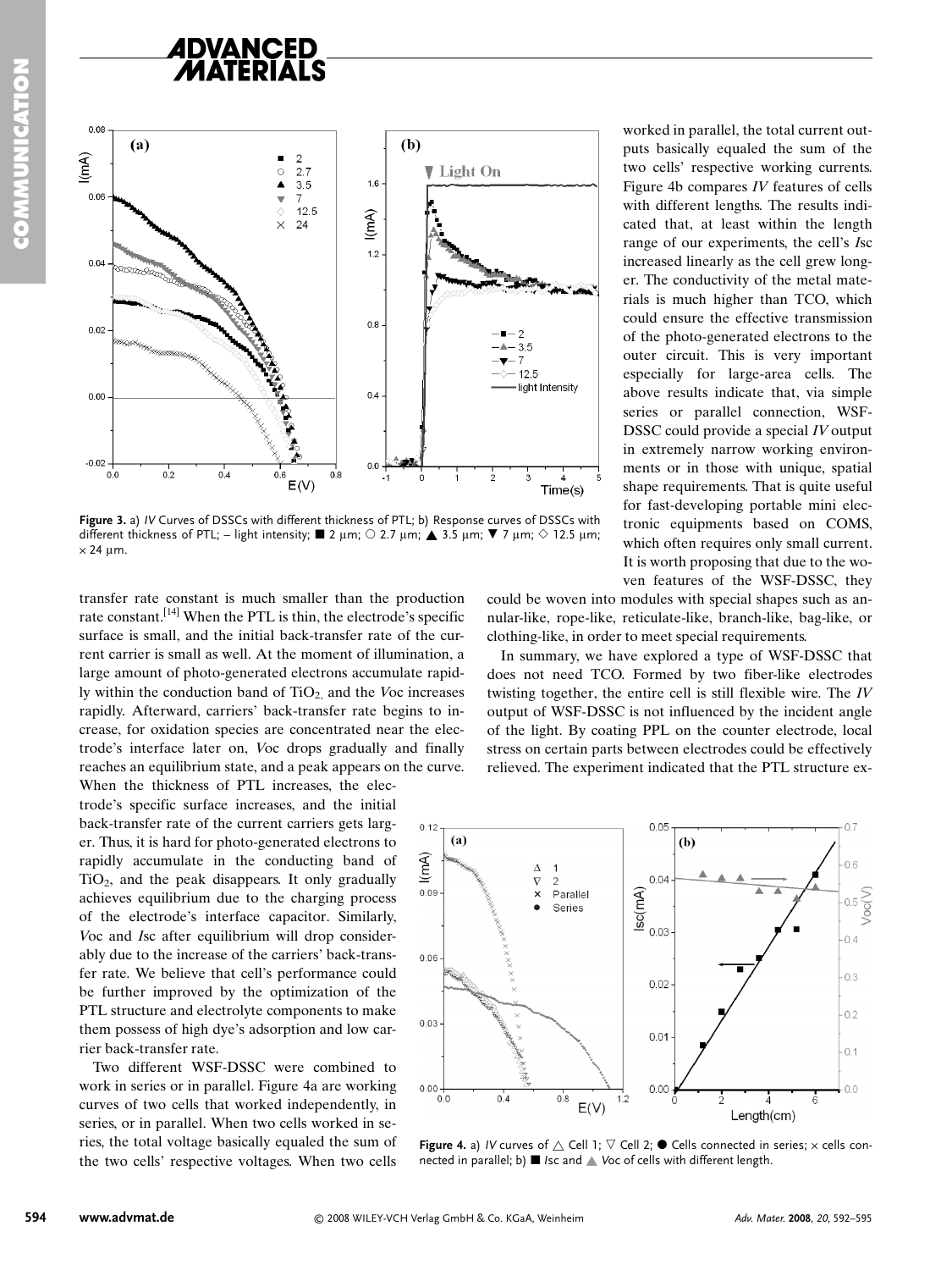transfer rate constant is much smaller than the production rate constant.[14] When the PTL is thin, the electrode's specific surface is small, and the initial back-transfer rate of the current carrier is small as well. At the moment of illumination, a large amount of photo-generated electrons accumulate rapidly within the conduction band of $TiO_2$, and the *V*oc increases rapidly. Afterward, carriers' back-transfer rate begins to increase, for oxidation species are concentrated near the electrode's interface later on, *V*oc drops gradually and finally reaches an equilibrium state, and a peak appears on the curve. When the thickness of PTL increases, the electrode's specific surface increases, and the initial back-transfer rate of the current carriers gets larger. Thus, it is hard for photo-generated electrons to rapidly accumulate in the conducting band of $TiO_2$, and the peak disappears. It only gradually achieves equilibrium due to the charging process of the electrode's interface capacitor. Similarly, *V*oc and *I*sc after equilibrium will drop considerably due to the increase of the carriers' back-transfer rate. We believe that cell's performance could be further improved by the optimization of the PTL structure and electrolyte components to make them possess of high dye's adsorption and low carrier back-transfer rate.

Figure 3. a) *IV* Curves of DSSCs with different thickness of PTL; b) Response curves of DSSCs with different thickness of PTL; – light intensity; ■ 2 μm; ○ 2.7 μm; ▲ 3.5 μm; ▼ 7 μm; ◇ 12.5 μm; × 24 μm.

Two different WSF-DSSC were combined to work in series or in parallel. Figure 4a are working curves of two cells that worked independently, in series, or in parallel. When two cells worked in series, the total voltage basically equaled the sum of the two cells' respective voltages. When two cells worked in parallel, the total current outputs basically equaled the sum of the two cells' respective working currents. Figure 4b compares *IV* features of cells with different lengths. The results indicated that, at least within the length range of our experiments, the cell's *I*sc increased linearly as the cell grew longer. The conductivity of the metal materials is much higher than TCO, which could ensure the effective transmission of the photo-generated electrons to the outer circuit. This is very important especially for large-area cells. The above results indicate that, via simple series or parallel connection, WSF-DSSC could provide a special *IV* output in extremely narrow working environments or in those with unique, spatial shape requirements. That is quite useful for fast-developing portable mini electronic equipments based on COMS, which often requires only small current. It is worth proposing that due to the woven features of the WSF-DSSC, they could be woven into modules with special shapes such as annular-like, rope-like, reticulate-like, branch-like, bag-like, or clothing-like, in order to meet special requirements.

In summary, we have explored a type of WSF-DSSC that does not need TCO. Formed by two fiber-like electrodes twisting together, the entire cell is still flexible wire. The *IV* output of WSF-DSSC is not influenced by the incident angle of the light. By coating PPL on the counter electrode, local stress on certain parts between electrodes could be effectively relieved. The experiment indicated that the PTL structure ex-

Figure 4. a) *IV* curves of △ Cell 1; ▽ Cell 2; ● Cells connected in series; × cells connected in parallel; b) ■ *I*sc and ▲ *V*oc of cells with different length.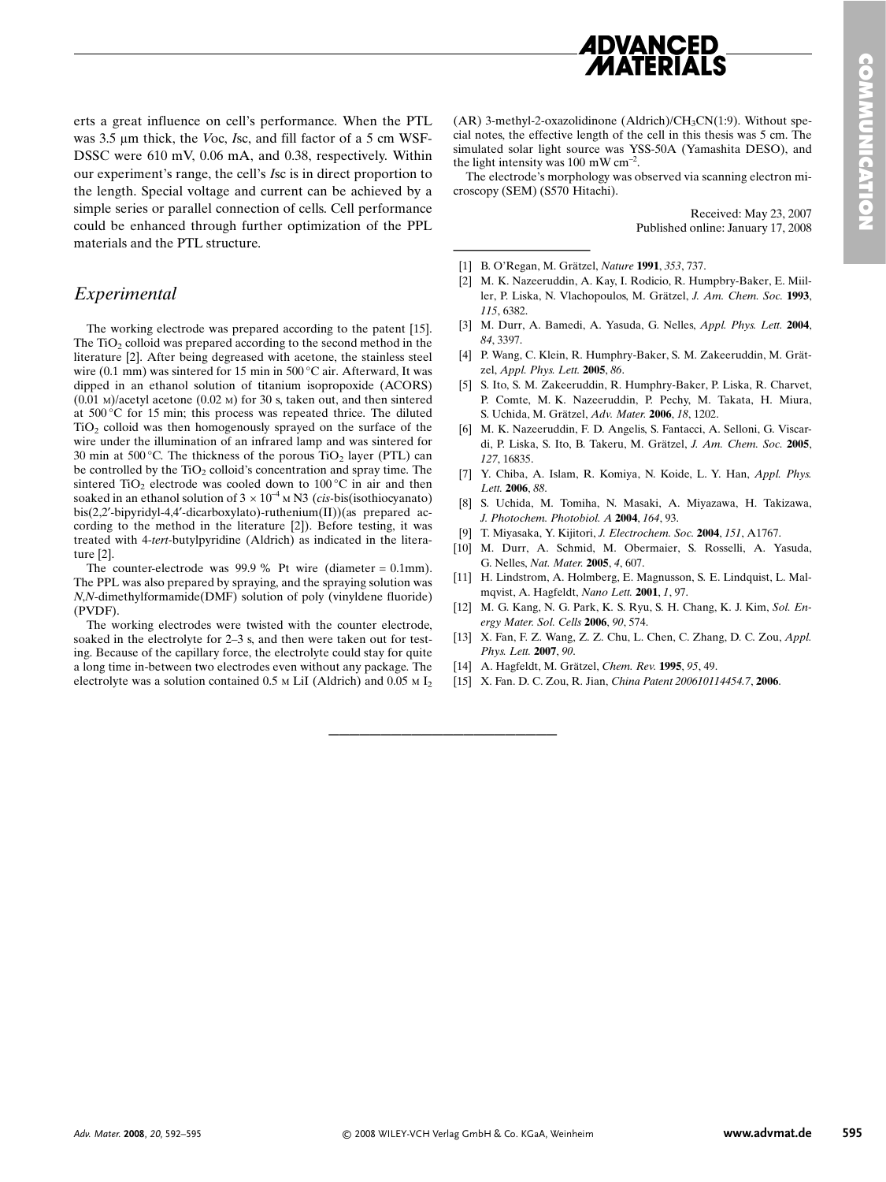erts a great influence on cell's performance. When the PTL was 3.5 μm thick, the *V*oc, *I*sc, and fill factor of a 5 cm WSF-DSSC were 610 mV, 0.06 mA, and 0.38, respectively. Within our experiment's range, the cell's *I*sc is in direct proportion to the length. Special voltage and current can be achieved by a simple series or parallel connection of cells. Cell performance could be enhanced through further optimization of the PPL materials and the PTL structure.

## Experimental

The working electrode was prepared according to the patent [15]. The $TiO_2$ colloid was prepared according to the second method in the literature [2]. After being degreased with acetone, the stainless steel wire (0.1 mm) was sintered for 15 min in 500 °C air. Afterward, It was dipped in an ethanol solution of titanium isopropoxide (ACORS) (0.01 M)/acetyl acetone (0.02 M) for 30 s, taken out, and then sintered at 500 °C for 15 min; this process was repeated thrice. The diluted $TiO_2$ colloid was then homogenously sprayed on the surface of the wire under the illumination of an infrared lamp and was sintered for 30 min at 500 °C. The thickness of the porous $TiO_2$ layer (PTL) can be controlled by the $TiO_2$ colloid's concentration and spray time. The sintered $TiO_2$ electrode was cooled down to 100 °C in air and then soaked in an ethanol solution of $3 \times 10^{-4}$ M N3 (*cis*-bis(isothiocyanato) bis(2,2′-bipyridyl-4,4′-dicarboxylato)-ruthenium(II))(as prepared according to the method in the literature [2]). Before testing, it was treated with 4-*tert*-butylpyridine (Aldrich) as indicated in the literature [2].

The counter-electrode was 99.9 % Pt wire (diameter = 0.1mm). The PPL was also prepared by spraying, and the spraying solution was *N*,*N*-dimethylformamide(DMF) solution of poly (vinyldene fluoride) (PVDF).

The working electrodes were twisted with the counter electrode, soaked in the electrolyte for 2–3 s, and then were taken out for testing. Because of the capillary force, the electrolyte could stay for quite a long time in-between two electrodes even without any package. The electrolyte was a solution contained 0.5 M LiI (Aldrich) and 0.05 M $I_2$ (AR) 3-methyl-2-oxazolidinone (Aldrich)/$CH_3CN$(1:9). Without special notes, the effective length of the cell in this thesis was 5 cm. The simulated solar light source was YSS-50A (Yamashita DESO), and the light intensity was 100 mW $cm^{-2}$.

The electrode's morphology was observed via scanning electron microscopy (SEM) (S570 Hitachi).

Received: May 23, 2007
Published online: January 17, 2008

[1] B. O'Regan, M. Grätzel, *Nature* **1991**, *353*, 737.
[2] M. K. Nazeeruddin, A. Kay, I. Rodicio, R. Humpbry-Baker, E. Miiller, P. Liska, N. Vlachopoulos, M. Grätzel, *J. Am. Chem. Soc.* **1993**, *115*, 6382.
[3] M. Durr, A. Bamedi, A. Yasuda, G. Nelles, *Appl. Phys. Lett.* **2004**, *84*, 3397.
[4] P. Wang, C. Klein, R. Humphry-Baker, S. M. Zakeeruddin, M. Grätzel, *Appl. Phys. Lett.* **2005**, *86*.
[5] S. Ito, S. M. Zakeeruddin, R. Humphry-Baker, P. Liska, R. Charvet, P. Comte, M. K. Nazeeruddin, P. Pechy, M. Takata, H. Miura, S. Uchida, M. Grätzel, *Adv. Mater.* **2006**, *18*, 1202.
[6] M. K. Nazeeruddin, F. D. Angelis, S. Fantacci, A. Selloni, G. Viscardi, P. Liska, S. Ito, B. Takeru, M. Grätzel, *J. Am. Chem. Soc.* **2005**, *127*, 16835.
[7] Y. Chiba, A. Islam, R. Komiya, N. Koide, L. Y. Han, *Appl. Phys. Lett.* **2006**, *88*.
[8] S. Uchida, M. Tomiha, N. Masaki, A. Miyazawa, H. Takizawa, *J. Photochem. Photobiol. A* **2004**, *164*, 93.
[9] T. Miyasaka, Y. Kijitori, *J. Electrochem. Soc.* **2004**, *151*, A1767.
[10] M. Durr, A. Schmid, M. Obermaier, S. Rosselli, A. Yasuda, G. Nelles, *Nat. Mater.* **2005**, *4*, 607.
[11] H. Lindstrom, A. Holmberg, E. Magnusson, S. E. Lindquist, L. Malmqvist, A. Hagfeldt, *Nano Lett.* **2001**, *1*, 97.
[12] M. G. Kang, N. G. Park, K. S. Ryu, S. H. Chang, K. J. Kim, *Sol. Energy Mater. Sol. Cells* **2006**, *90*, 574.
[13] X. Fan, F. Z. Wang, Z. Z. Chu, L. Chen, C. Zhang, D. C. Zou, *Appl. Phys. Lett.* **2007**, *90*.
[14] A. Hagfeldt, M. Grätzel, *Chem. Rev.* **1995**, *95*, 49.
[15] X. Fan. D. C. Zou, R. Jian, *China Patent 200610114454.7*, **2006**.